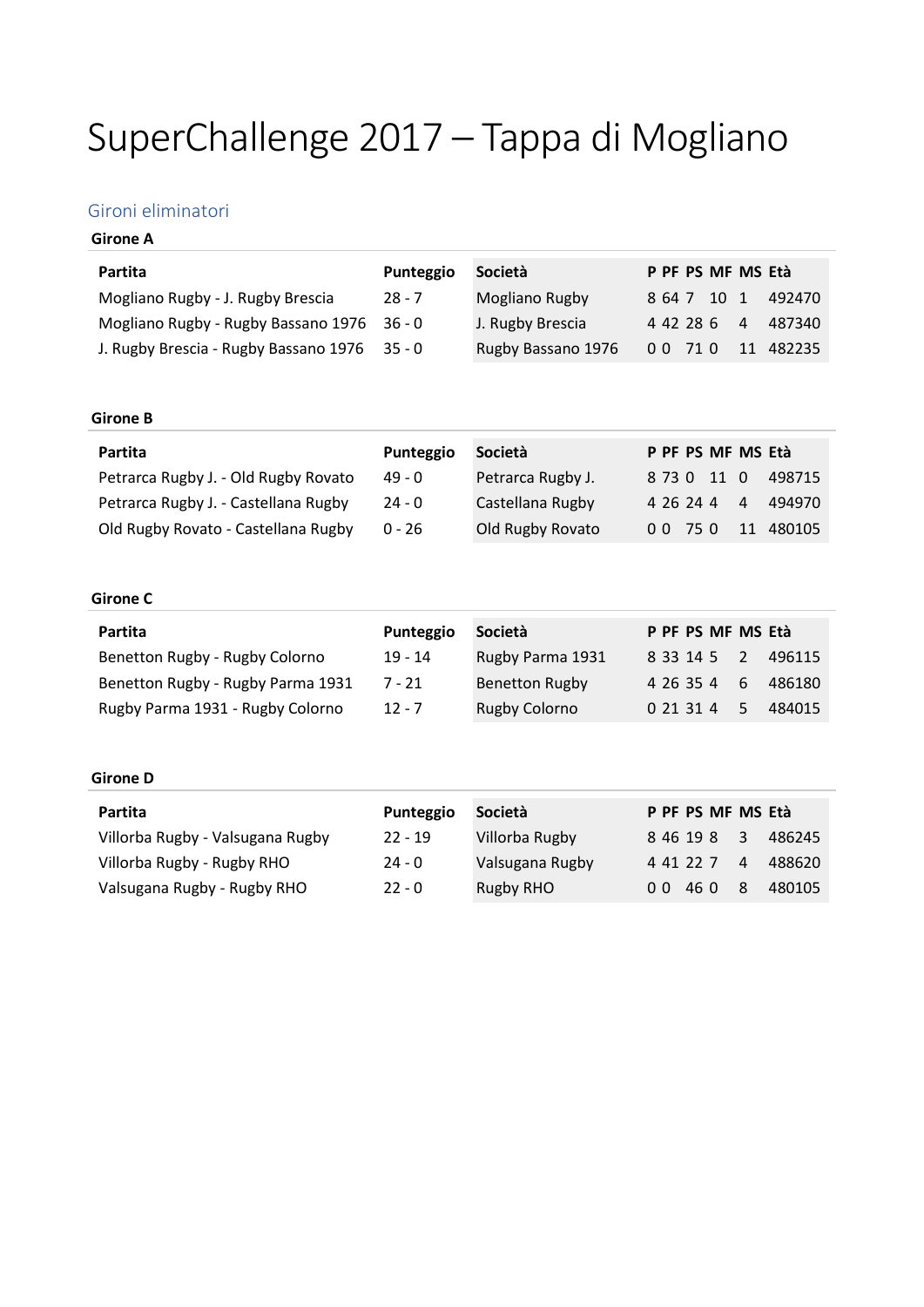# SuperChallenge 2017 – Tappa di Mogliano

## Gironi eliminatori

### Girone A

| Partita | Punteggio |
|---|---|
| Mogliano Rugby - J. Rugby Brescia | 28 - 7 |
| Mogliano Rugby - Rugby Bassano 1976 | 36 - 0 |
| J. Rugby Brescia - Rugby Bassano 1976 | 35 - 0 |

| Società | P | PF | PS | MF | MS | Età |
|---|---|---|---|---|---|---|
| Mogliano Rugby | 8 | 64 | 7 | 10 | 1 | 492470 |
| J. Rugby Brescia | 4 | 42 | 28 | 6 | 4 | 487340 |
| Rugby Bassano 1976 | 0 | 0 | 71 | 0 | 11 | 482235 |

### Girone B

| Partita | Punteggio |
|---|---|
| Petrarca Rugby J. - Old Rugby Rovato | 49 - 0 |
| Petrarca Rugby J. - Castellana Rugby | 24 - 0 |
| Old Rugby Rovato - Castellana Rugby | 0 - 26 |

| Società | P | PF | PS | MF | MS | Età |
|---|---|---|---|---|---|---|
| Petrarca Rugby J. | 8 | 73 | 0 | 11 | 0 | 498715 |
| Castellana Rugby | 4 | 26 | 24 | 4 | 4 | 494970 |
| Old Rugby Rovato | 0 | 0 | 75 | 0 | 11 | 480105 |

### Girone C

| Partita | Punteggio |
|---|---|
| Benetton Rugby - Rugby Colorno | 19 - 14 |
| Benetton Rugby - Rugby Parma 1931 | 7 - 21 |
| Rugby Parma 1931 - Rugby Colorno | 12 - 7 |

| Società | P | PF | PS | MF | MS | Età |
|---|---|---|---|---|---|---|
| Rugby Parma 1931 | 8 | 33 | 14 | 5 | 2 | 496115 |
| Benetton Rugby | 4 | 26 | 35 | 4 | 6 | 486180 |
| Rugby Colorno | 0 | 21 | 31 | 4 | 5 | 484015 |

### Girone D

| Partita | Punteggio |
|---|---|
| Villorba Rugby - Valsugana Rugby | 22 - 19 |
| Villorba Rugby - Rugby RHO | 24 - 0 |
| Valsugana Rugby - Rugby RHO | 22 - 0 |

| Società | P | PF | PS | MF | MS | Età |
|---|---|---|---|---|---|---|
| Villorba Rugby | 8 | 46 | 19 | 8 | 3 | 486245 |
| Valsugana Rugby | 4 | 41 | 22 | 7 | 4 | 488620 |
| Rugby RHO | 0 | 0 | 46 | 0 | 8 | 480105 |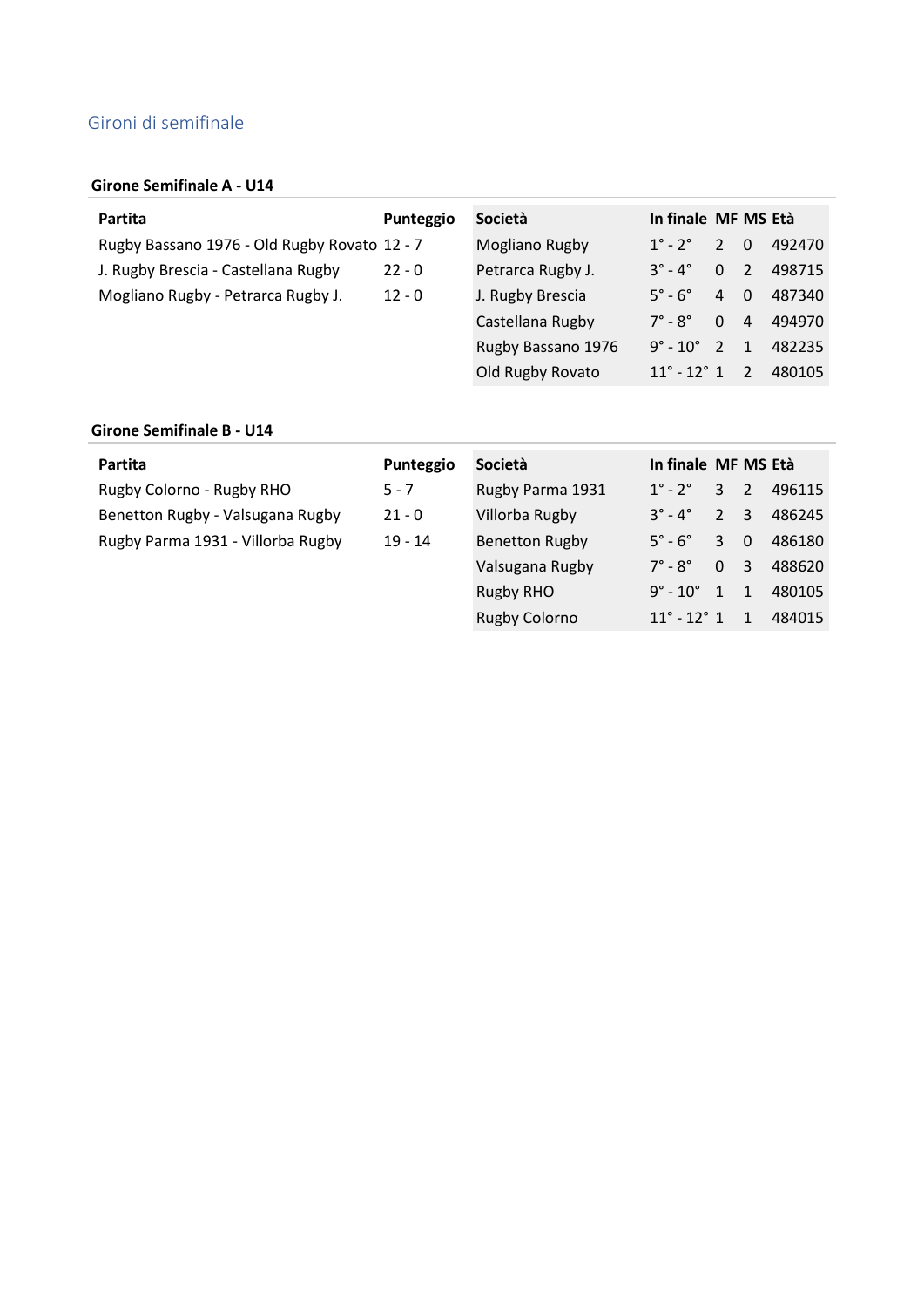## Gironi di semifinale

### Girone Semifinale A - U14

| Partita | Punteggio |
|---|---|
| Rugby Bassano 1976 - Old Rugby Rovato | 12 - 7 |
| J. Rugby Brescia - Castellana Rugby | 22 - 0 |
| Mogliano Rugby - Petrarca Rugby J. | 12 - 0 |

| Società | In finale | MF | MS | Età |
|---|---|---|---|---|
| Mogliano Rugby | 1° - 2° | 2 | 0 | 492470 |
| Petrarca Rugby J. | 3° - 4° | 0 | 2 | 498715 |
| J. Rugby Brescia | 5° - 6° | 4 | 0 | 487340 |
| Castellana Rugby | 7° - 8° | 0 | 4 | 494970 |
| Rugby Bassano 1976 | 9° - 10° | 2 | 1 | 482235 |
| Old Rugby Rovato | 11° - 12° | 1 | 2 | 480105 |

### Girone Semifinale B - U14

| Partita | Punteggio |
|---|---|
| Rugby Colorno - Rugby RHO | 5 - 7 |
| Benetton Rugby - Valsugana Rugby | 21 - 0 |
| Rugby Parma 1931 - Villorba Rugby | 19 - 14 |

| Società | In finale | MF | MS | Età |
|---|---|---|---|---|
| Rugby Parma 1931 | 1° - 2° | 3 | 2 | 496115 |
| Villorba Rugby | 3° - 4° | 2 | 3 | 486245 |
| Benetton Rugby | 5° - 6° | 3 | 0 | 486180 |
| Valsugana Rugby | 7° - 8° | 0 | 3 | 488620 |
| Rugby RHO | 9° - 10° | 1 | 1 | 480105 |
| Rugby Colorno | 11° - 12° | 1 | 1 | 484015 |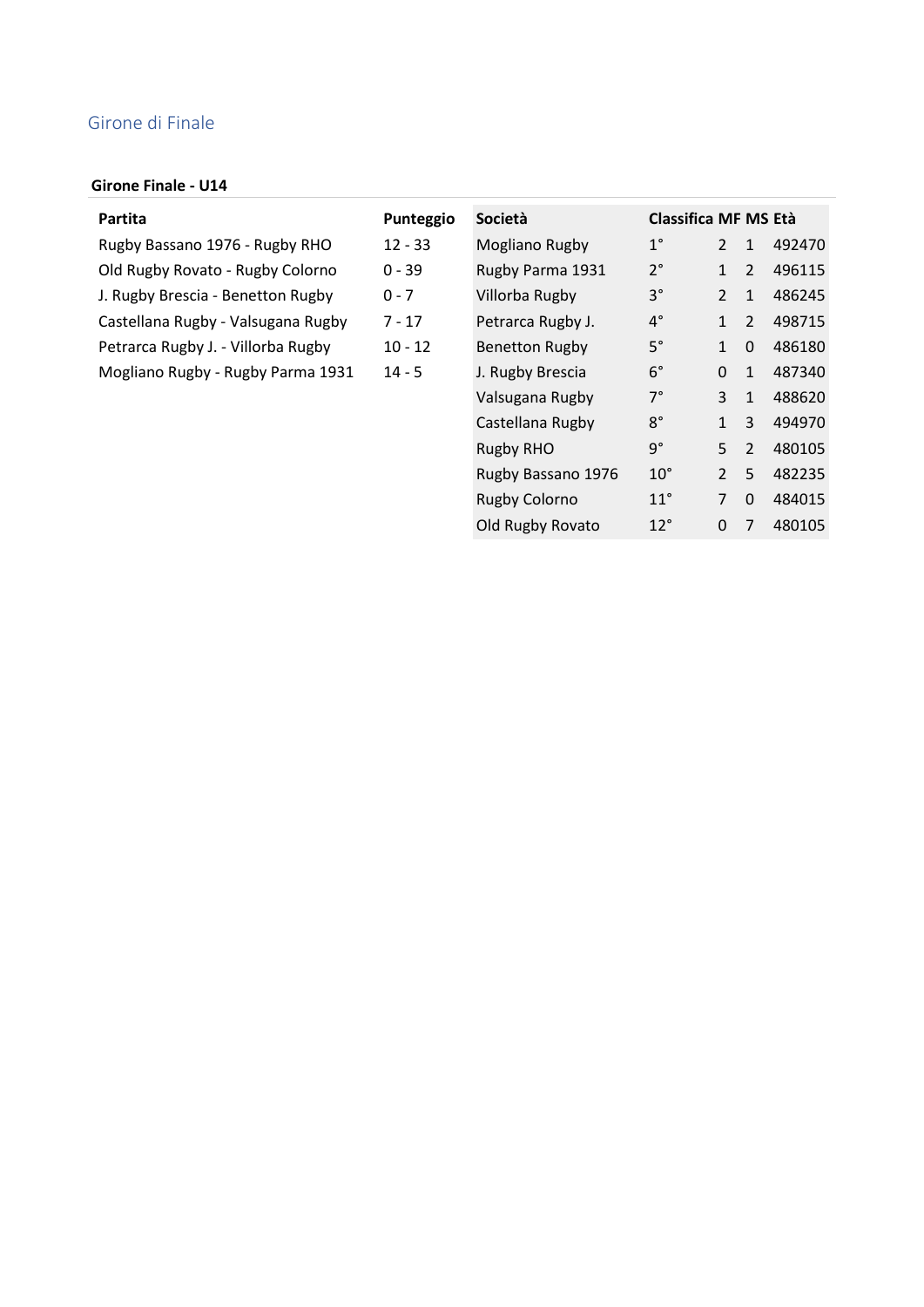## Girone di Finale

**Girone Finale - U14**

| Partita | Punteggio |
|---|---|
| Rugby Bassano 1976 - Rugby RHO | 12 - 33 |
| Old Rugby Rovato - Rugby Colorno | 0 - 39 |
| J. Rugby Brescia - Benetton Rugby | 0 - 7 |
| Castellana Rugby - Valsugana Rugby | 7 - 17 |
| Petrarca Rugby J. - Villorba Rugby | 10 - 12 |
| Mogliano Rugby - Rugby Parma 1931 | 14 - 5 |

| Società | Classifica | MF | MS | Età |
|---|---|---|---|---|
| Mogliano Rugby | 1° | 2 | 1 | 492470 |
| Rugby Parma 1931 | 2° | 1 | 2 | 496115 |
| Villorba Rugby | 3° | 2 | 1 | 486245 |
| Petrarca Rugby J. | 4° | 1 | 2 | 498715 |
| Benetton Rugby | 5° | 1 | 0 | 486180 |
| J. Rugby Brescia | 6° | 0 | 1 | 487340 |
| Valsugana Rugby | 7° | 3 | 1 | 488620 |
| Castellana Rugby | 8° | 1 | 3 | 494970 |
| Rugby RHO | 9° | 5 | 2 | 480105 |
| Rugby Bassano 1976 | 10° | 2 | 5 | 482235 |
| Rugby Colorno | 11° | 7 | 0 | 484015 |
| Old Rugby Rovato | 12° | 0 | 7 | 480105 |